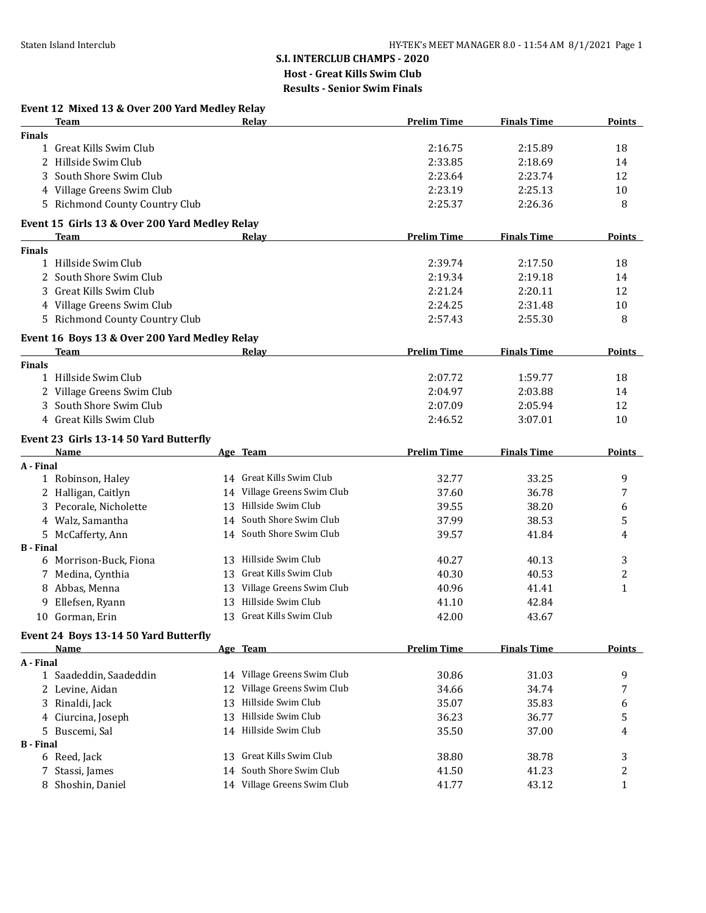**S.I. INTERCLUB CHAMPS - 2020**

**Host - Great Kills Swim Club**

**Results - Senior Swim Finals**

### Event 12 Mixed 13 & Over 200 Yard Medley Relay

| | Team | Relay | Prelim Time | Finals Time | Points |
|---|---|---|---|---|---|
| **Finals** | | | | | |
| 1 | Great Kills Swim Club | | 2:16.75 | 2:15.89 | 18 |
| 2 | Hillside Swim Club | | 2:33.85 | 2:18.69 | 14 |
| 3 | South Shore Swim Club | | 2:23.64 | 2:23.74 | 12 |
| 4 | Village Greens Swim Club | | 2:23.19 | 2:25.13 | 10 |
| 5 | Richmond County Country Club | | 2:25.37 | 2:26.36 | 8 |

### Event 15 Girls 13 & Over 200 Yard Medley Relay

| | Team | Relay | Prelim Time | Finals Time | Points |
|---|---|---|---|---|---|
| **Finals** | | | | | |
| 1 | Hillside Swim Club | | 2:39.74 | 2:17.50 | 18 |
| 2 | South Shore Swim Club | | 2:19.34 | 2:19.18 | 14 |
| 3 | Great Kills Swim Club | | 2:21.24 | 2:20.11 | 12 |
| 4 | Village Greens Swim Club | | 2:24.25 | 2:31.48 | 10 |
| 5 | Richmond County Country Club | | 2:57.43 | 2:55.30 | 8 |

### Event 16 Boys 13 & Over 200 Yard Medley Relay

| | Team | Relay | Prelim Time | Finals Time | Points |
|---|---|---|---|---|---|
| **Finals** | | | | | |
| 1 | Hillside Swim Club | | 2:07.72 | 1:59.77 | 18 |
| 2 | Village Greens Swim Club | | 2:04.97 | 2:03.88 | 14 |
| 3 | South Shore Swim Club | | 2:07.09 | 2:05.94 | 12 |
| 4 | Great Kills Swim Club | | 2:46.52 | 3:07.01 | 10 |

### Event 23 Girls 13-14 50 Yard Butterfly

| | Name | Age | Team | Prelim Time | Finals Time | Points |
|---|---|---|---|---|---|---|
| **A - Final** | | | | | | |
| 1 | Robinson, Haley | 14 | Great Kills Swim Club | 32.77 | 33.25 | 9 |
| 2 | Halligan, Caitlyn | 14 | Village Greens Swim Club | 37.60 | 36.78 | 7 |
| 3 | Pecorale, Nicholette | 13 | Hillside Swim Club | 39.55 | 38.20 | 6 |
| 4 | Walz, Samantha | 14 | South Shore Swim Club | 37.99 | 38.53 | 5 |
| 5 | McCafferty, Ann | 14 | South Shore Swim Club | 39.57 | 41.84 | 4 |
| **B - Final** | | | | | | |
| 6 | Morrison-Buck, Fiona | 13 | Hillside Swim Club | 40.27 | 40.13 | 3 |
| 7 | Medina, Cynthia | 13 | Great Kills Swim Club | 40.30 | 40.53 | 2 |
| 8 | Abbas, Menna | 13 | Village Greens Swim Club | 40.96 | 41.41 | 1 |
| 9 | Ellefsen, Ryann | 13 | Hillside Swim Club | 41.10 | 42.84 | |
| 10 | Gorman, Erin | 13 | Great Kills Swim Club | 42.00 | 43.67 | |

### Event 24 Boys 13-14 50 Yard Butterfly

| | Name | Age | Team | Prelim Time | Finals Time | Points |
|---|---|---|---|---|---|---|
| **A - Final** | | | | | | |
| 1 | Saadeddin, Saadeddin | 14 | Village Greens Swim Club | 30.86 | 31.03 | 9 |
| 2 | Levine, Aidan | 12 | Village Greens Swim Club | 34.66 | 34.74 | 7 |
| 3 | Rinaldi, Jack | 13 | Hillside Swim Club | 35.07 | 35.83 | 6 |
| 4 | Ciurcina, Joseph | 13 | Hillside Swim Club | 36.23 | 36.77 | 5 |
| 5 | Buscemi, Sal | 14 | Hillside Swim Club | 35.50 | 37.00 | 4 |
| **B - Final** | | | | | | |
| 6 | Reed, Jack | 13 | Great Kills Swim Club | 38.80 | 38.78 | 3 |
| 7 | Stassi, James | 14 | South Shore Swim Club | 41.50 | 41.23 | 2 |
| 8 | Shoshin, Daniel | 14 | Village Greens Swim Club | 41.77 | 43.12 | 1 |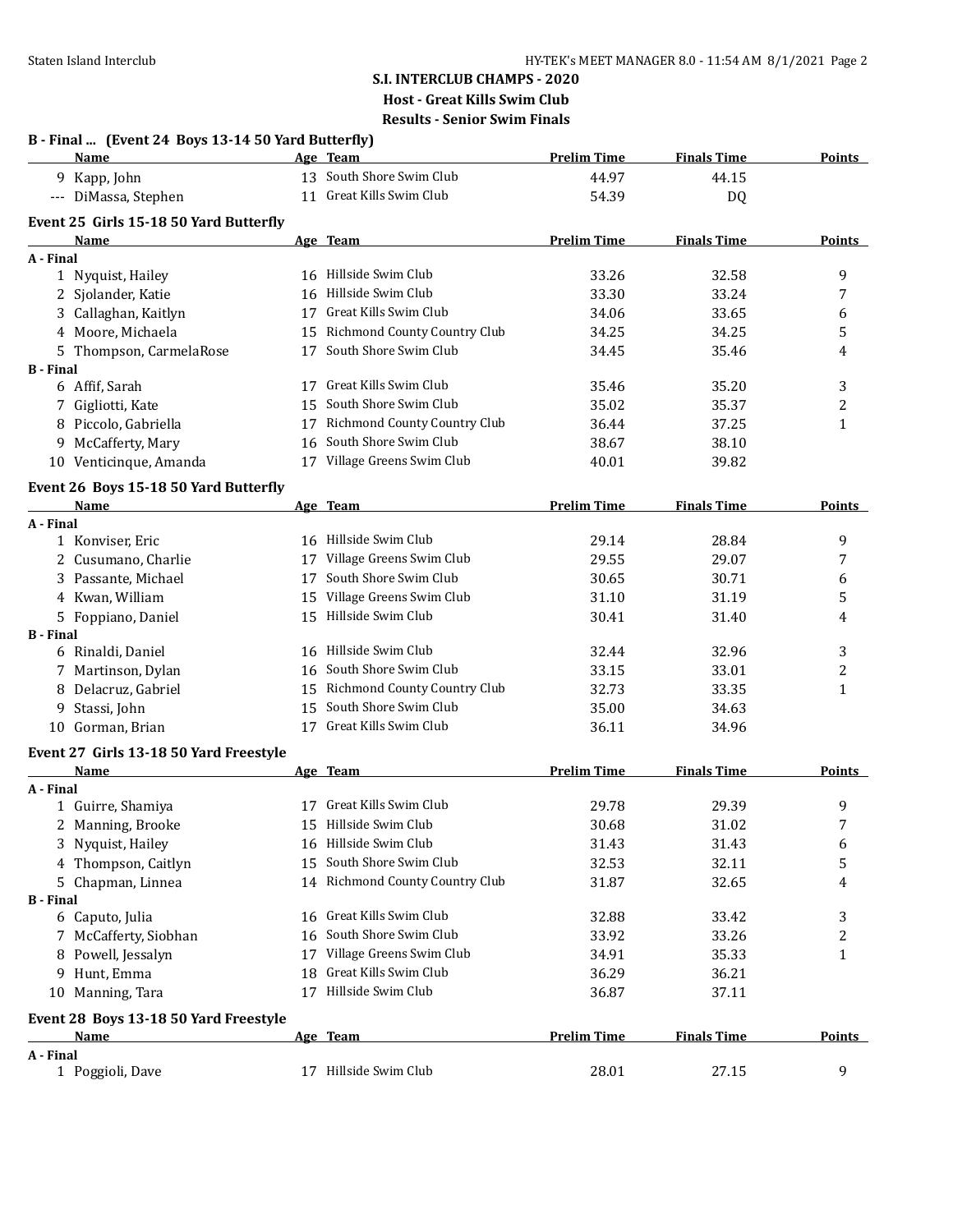# S.I. INTERCLUB CHAMPS - 2020

**Host - Great Kills Swim Club**

**Results - Senior Swim Finals**

### B - Final ... (Event 24 Boys 13-14 50 Yard Butterfly)

| | Name | Age | Team | Prelim Time | Finals Time | Points |
|---|---|---|---|---|---|---|
| 9 | Kapp, John | 13 | South Shore Swim Club | 44.97 | 44.15 | |
| --- | DiMassa, Stephen | 11 | Great Kills Swim Club | 54.39 | DQ | |

### Event 25 Girls 15-18 50 Yard Butterfly

| | Name | Age | Team | Prelim Time | Finals Time | Points |
|---|---|---|---|---|---|---|
| **A - Final** | | | | | | |
| 1 | Nyquist, Hailey | 16 | Hillside Swim Club | 33.26 | 32.58 | 9 |
| 2 | Sjolander, Katie | 16 | Hillside Swim Club | 33.30 | 33.24 | 7 |
| 3 | Callaghan, Kaitlyn | 17 | Great Kills Swim Club | 34.06 | 33.65 | 6 |
| 4 | Moore, Michaela | 15 | Richmond County Country Club | 34.25 | 34.25 | 5 |
| 5 | Thompson, CarmelaRose | 17 | South Shore Swim Club | 34.45 | 35.46 | 4 |
| **B - Final** | | | | | | |
| 6 | Affif, Sarah | 17 | Great Kills Swim Club | 35.46 | 35.20 | 3 |
| 7 | Gigliotti, Kate | 15 | South Shore Swim Club | 35.02 | 35.37 | 2 |
| 8 | Piccolo, Gabriella | 17 | Richmond County Country Club | 36.44 | 37.25 | 1 |
| 9 | McCafferty, Mary | 16 | South Shore Swim Club | 38.67 | 38.10 | |
| 10 | Venticinque, Amanda | 17 | Village Greens Swim Club | 40.01 | 39.82 | |

### Event 26 Boys 15-18 50 Yard Butterfly

| | Name | Age | Team | Prelim Time | Finals Time | Points |
|---|---|---|---|---|---|---|
| **A - Final** | | | | | | |
| 1 | Konviser, Eric | 16 | Hillside Swim Club | 29.14 | 28.84 | 9 |
| 2 | Cusumano, Charlie | 17 | Village Greens Swim Club | 29.55 | 29.07 | 7 |
| 3 | Passante, Michael | 17 | South Shore Swim Club | 30.65 | 30.71 | 6 |
| 4 | Kwan, William | 15 | Village Greens Swim Club | 31.10 | 31.19 | 5 |
| 5 | Foppiano, Daniel | 15 | Hillside Swim Club | 30.41 | 31.40 | 4 |
| **B - Final** | | | | | | |
| 6 | Rinaldi, Daniel | 16 | Hillside Swim Club | 32.44 | 32.96 | 3 |
| 7 | Martinson, Dylan | 16 | South Shore Swim Club | 33.15 | 33.01 | 2 |
| 8 | Delacruz, Gabriel | 15 | Richmond County Country Club | 32.73 | 33.35 | 1 |
| 9 | Stassi, John | 15 | South Shore Swim Club | 35.00 | 34.63 | |
| 10 | Gorman, Brian | 17 | Great Kills Swim Club | 36.11 | 34.96 | |

### Event 27 Girls 13-18 50 Yard Freestyle

| | Name | Age | Team | Prelim Time | Finals Time | Points |
|---|---|---|---|---|---|---|
| **A - Final** | | | | | | |
| 1 | Guirre, Shamiya | 17 | Great Kills Swim Club | 29.78 | 29.39 | 9 |
| 2 | Manning, Brooke | 15 | Hillside Swim Club | 30.68 | 31.02 | 7 |
| 3 | Nyquist, Hailey | 16 | Hillside Swim Club | 31.43 | 31.43 | 6 |
| 4 | Thompson, Caitlyn | 15 | South Shore Swim Club | 32.53 | 32.11 | 5 |
| 5 | Chapman, Linnea | 14 | Richmond County Country Club | 31.87 | 32.65 | 4 |
| **B - Final** | | | | | | |
| 6 | Caputo, Julia | 16 | Great Kills Swim Club | 32.88 | 33.42 | 3 |
| 7 | McCafferty, Siobhan | 16 | South Shore Swim Club | 33.92 | 33.26 | 2 |
| 8 | Powell, Jessalyn | 17 | Village Greens Swim Club | 34.91 | 35.33 | 1 |
| 9 | Hunt, Emma | 18 | Great Kills Swim Club | 36.29 | 36.21 | |
| 10 | Manning, Tara | 17 | Hillside Swim Club | 36.87 | 37.11 | |

### Event 28 Boys 13-18 50 Yard Freestyle

| | Name | Age | Team | Prelim Time | Finals Time | Points |
|---|---|---|---|---|---|---|
| **A - Final** | | | | | | |
| 1 | Poggioli, Dave | 17 | Hillside Swim Club | 28.01 | 27.15 | 9 |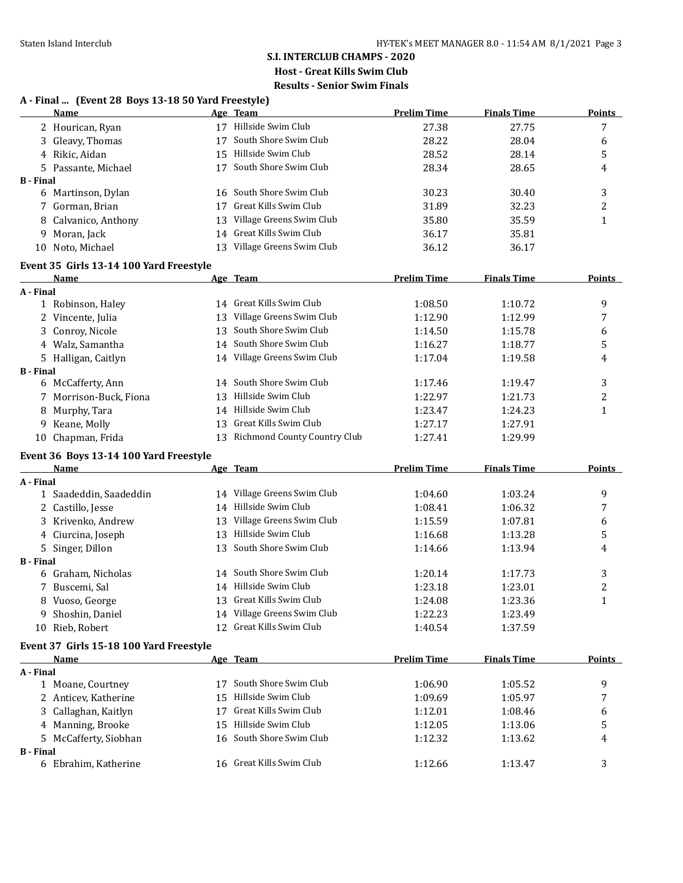## S.I. INTERCLUB CHAMPS - 2020

### Host - Great Kills Swim Club

### Results - Senior Swim Finals

**A - Final ... (Event 28 Boys 13-18 50 Yard Freestyle)**

| | Name | Age | Team | Prelim Time | Finals Time | Points |
|---|---|---|---|---|---|---|
| 2 | Hourican, Ryan | 17 | Hillside Swim Club | 27.38 | 27.75 | 7 |
| 3 | Gleavy, Thomas | 17 | South Shore Swim Club | 28.22 | 28.04 | 6 |
| 4 | Rikic, Aidan | 15 | Hillside Swim Club | 28.52 | 28.14 | 5 |
| 5 | Passante, Michael | 17 | South Shore Swim Club | 28.34 | 28.65 | 4 |
| **B - Final** | | | | | | |
| 6 | Martinson, Dylan | 16 | South Shore Swim Club | 30.23 | 30.40 | 3 |
| 7 | Gorman, Brian | 17 | Great Kills Swim Club | 31.89 | 32.23 | 2 |
| 8 | Calvanico, Anthony | 13 | Village Greens Swim Club | 35.80 | 35.59 | 1 |
| 9 | Moran, Jack | 14 | Great Kills Swim Club | 36.17 | 35.81 | |
| 10 | Noto, Michael | 13 | Village Greens Swim Club | 36.12 | 36.17 | |

**Event 35 Girls 13-14 100 Yard Freestyle**

| | Name | Age | Team | Prelim Time | Finals Time | Points |
|---|---|---|---|---|---|---|
| **A - Final** | | | | | | |
| 1 | Robinson, Haley | 14 | Great Kills Swim Club | 1:08.50 | 1:10.72 | 9 |
| 2 | Vincente, Julia | 13 | Village Greens Swim Club | 1:12.90 | 1:12.99 | 7 |
| 3 | Conroy, Nicole | 13 | South Shore Swim Club | 1:14.50 | 1:15.78 | 6 |
| 4 | Walz, Samantha | 14 | South Shore Swim Club | 1:16.27 | 1:18.77 | 5 |
| 5 | Halligan, Caitlyn | 14 | Village Greens Swim Club | 1:17.04 | 1:19.58 | 4 |
| **B - Final** | | | | | | |
| 6 | McCafferty, Ann | 14 | South Shore Swim Club | 1:17.46 | 1:19.47 | 3 |
| 7 | Morrison-Buck, Fiona | 13 | Hillside Swim Club | 1:22.97 | 1:21.73 | 2 |
| 8 | Murphy, Tara | 14 | Hillside Swim Club | 1:23.47 | 1:24.23 | 1 |
| 9 | Keane, Molly | 13 | Great Kills Swim Club | 1:27.17 | 1:27.91 | |
| 10 | Chapman, Frida | 13 | Richmond County Country Club | 1:27.41 | 1:29.99 | |

**Event 36 Boys 13-14 100 Yard Freestyle**

| | Name | Age | Team | Prelim Time | Finals Time | Points |
|---|---|---|---|---|---|---|
| **A - Final** | | | | | | |
| 1 | Saadeddin, Saadeddin | 14 | Village Greens Swim Club | 1:04.60 | 1:03.24 | 9 |
| 2 | Castillo, Jesse | 14 | Hillside Swim Club | 1:08.41 | 1:06.32 | 7 |
| 3 | Krivenko, Andrew | 13 | Village Greens Swim Club | 1:15.59 | 1:07.81 | 6 |
| 4 | Ciurcina, Joseph | 13 | Hillside Swim Club | 1:16.68 | 1:13.28 | 5 |
| 5 | Singer, Dillon | 13 | South Shore Swim Club | 1:14.66 | 1:13.94 | 4 |
| **B - Final** | | | | | | |
| 6 | Graham, Nicholas | 14 | South Shore Swim Club | 1:20.14 | 1:17.73 | 3 |
| 7 | Buscemi, Sal | 14 | Hillside Swim Club | 1:23.18 | 1:23.01 | 2 |
| 8 | Vuoso, George | 13 | Great Kills Swim Club | 1:24.08 | 1:23.36 | 1 |
| 9 | Shoshin, Daniel | 14 | Village Greens Swim Club | 1:22.23 | 1:23.49 | |
| 10 | Rieb, Robert | 12 | Great Kills Swim Club | 1:40.54 | 1:37.59 | |

**Event 37 Girls 15-18 100 Yard Freestyle**

| | Name | Age | Team | Prelim Time | Finals Time | Points |
|---|---|---|---|---|---|---|
| **A - Final** | | | | | | |
| 1 | Moane, Courtney | 17 | South Shore Swim Club | 1:06.90 | 1:05.52 | 9 |
| 2 | Anticev, Katherine | 15 | Hillside Swim Club | 1:09.69 | 1:05.97 | 7 |
| 3 | Callaghan, Kaitlyn | 17 | Great Kills Swim Club | 1:12.01 | 1:08.46 | 6 |
| 4 | Manning, Brooke | 15 | Hillside Swim Club | 1:12.05 | 1:13.06 | 5 |
| 5 | McCafferty, Siobhan | 16 | South Shore Swim Club | 1:12.32 | 1:13.62 | 4 |
| **B - Final** | | | | | | |
| 6 | Ebrahim, Katherine | 16 | Great Kills Swim Club | 1:12.66 | 1:13.47 | 3 |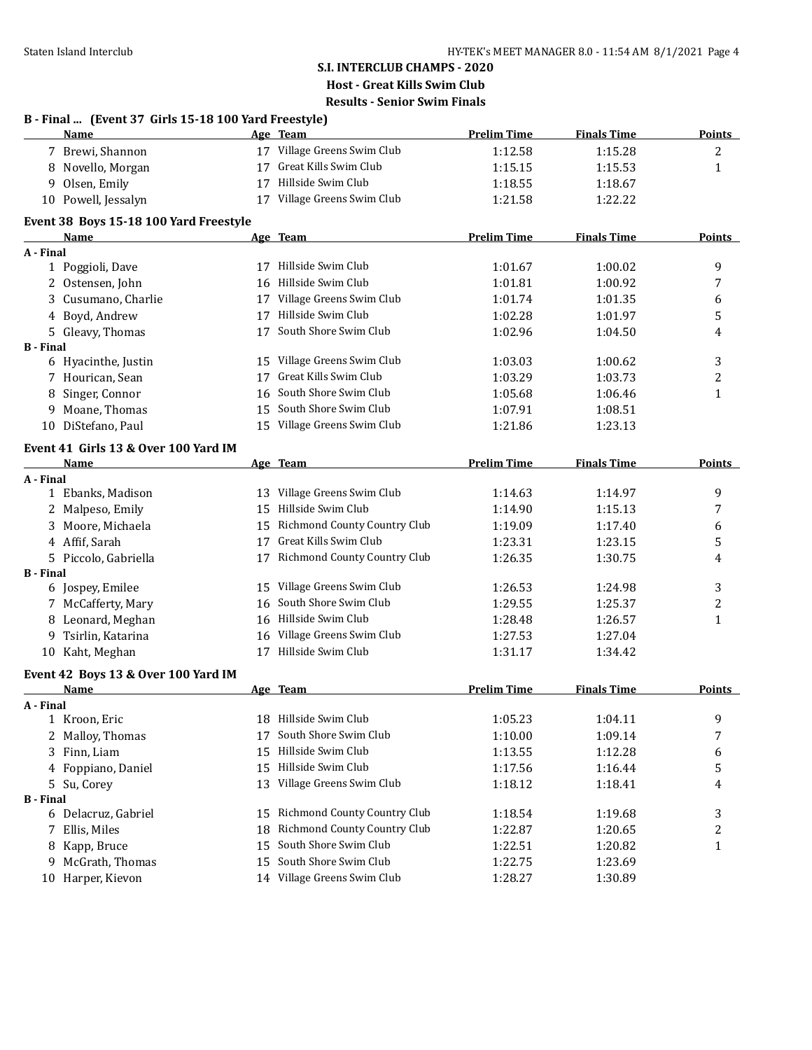## S.I. INTERCLUB CHAMPS - 2020

### Host - Great Kills Swim Club

### Results - Senior Swim Finals

**B - Final ... (Event 37 Girls 15-18 100 Yard Freestyle)**

| | Name | Age | Team | Prelim Time | Finals Time | Points |
|---|---|---|---|---|---|---|
| 7 | Brewi, Shannon | 17 | Village Greens Swim Club | 1:12.58 | 1:15.28 | 2 |
| 8 | Novello, Morgan | 17 | Great Kills Swim Club | 1:15.15 | 1:15.53 | 1 |
| 9 | Olsen, Emily | 17 | Hillside Swim Club | 1:18.55 | 1:18.67 | |
| 10 | Powell, Jessalyn | 17 | Village Greens Swim Club | 1:21.58 | 1:22.22 | |

**Event 38 Boys 15-18 100 Yard Freestyle**

| | Name | Age | Team | Prelim Time | Finals Time | Points |
|---|---|---|---|---|---|---|
| **A - Final** | | | | | | |
| 1 | Poggioli, Dave | 17 | Hillside Swim Club | 1:01.67 | 1:00.02 | 9 |
| 2 | Ostensen, John | 16 | Hillside Swim Club | 1:01.81 | 1:00.92 | 7 |
| 3 | Cusumano, Charlie | 17 | Village Greens Swim Club | 1:01.74 | 1:01.35 | 6 |
| 4 | Boyd, Andrew | 17 | Hillside Swim Club | 1:02.28 | 1:01.97 | 5 |
| 5 | Gleavy, Thomas | 17 | South Shore Swim Club | 1:02.96 | 1:04.50 | 4 |
| **B - Final** | | | | | | |
| 6 | Hyacinthe, Justin | 15 | Village Greens Swim Club | 1:03.03 | 1:00.62 | 3 |
| 7 | Hourican, Sean | 17 | Great Kills Swim Club | 1:03.29 | 1:03.73 | 2 |
| 8 | Singer, Connor | 16 | South Shore Swim Club | 1:05.68 | 1:06.46 | 1 |
| 9 | Moane, Thomas | 15 | South Shore Swim Club | 1:07.91 | 1:08.51 | |
| 10 | DiStefano, Paul | 15 | Village Greens Swim Club | 1:21.86 | 1:23.13 | |

**Event 41 Girls 13 & Over 100 Yard IM**

| | Name | Age | Team | Prelim Time | Finals Time | Points |
|---|---|---|---|---|---|---|
| **A - Final** | | | | | | |
| 1 | Ebanks, Madison | 13 | Village Greens Swim Club | 1:14.63 | 1:14.97 | 9 |
| 2 | Malpeso, Emily | 15 | Hillside Swim Club | 1:14.90 | 1:15.13 | 7 |
| 3 | Moore, Michaela | 15 | Richmond County Country Club | 1:19.09 | 1:17.40 | 6 |
| 4 | Affif, Sarah | 17 | Great Kills Swim Club | 1:23.31 | 1:23.15 | 5 |
| 5 | Piccolo, Gabriella | 17 | Richmond County Country Club | 1:26.35 | 1:30.75 | 4 |
| **B - Final** | | | | | | |
| 6 | Jospey, Emilee | 15 | Village Greens Swim Club | 1:26.53 | 1:24.98 | 3 |
| 7 | McCafferty, Mary | 16 | South Shore Swim Club | 1:29.55 | 1:25.37 | 2 |
| 8 | Leonard, Meghan | 16 | Hillside Swim Club | 1:28.48 | 1:26.57 | 1 |
| 9 | Tsirlin, Katarina | 16 | Village Greens Swim Club | 1:27.53 | 1:27.04 | |
| 10 | Kaht, Meghan | 17 | Hillside Swim Club | 1:31.17 | 1:34.42 | |

**Event 42 Boys 13 & Over 100 Yard IM**

| | Name | Age | Team | Prelim Time | Finals Time | Points |
|---|---|---|---|---|---|---|
| **A - Final** | | | | | | |
| 1 | Kroon, Eric | 18 | Hillside Swim Club | 1:05.23 | 1:04.11 | 9 |
| 2 | Malloy, Thomas | 17 | South Shore Swim Club | 1:10.00 | 1:09.14 | 7 |
| 3 | Finn, Liam | 15 | Hillside Swim Club | 1:13.55 | 1:12.28 | 6 |
| 4 | Foppiano, Daniel | 15 | Hillside Swim Club | 1:17.56 | 1:16.44 | 5 |
| 5 | Su, Corey | 13 | Village Greens Swim Club | 1:18.12 | 1:18.41 | 4 |
| **B - Final** | | | | | | |
| 6 | Delacruz, Gabriel | 15 | Richmond County Country Club | 1:18.54 | 1:19.68 | 3 |
| 7 | Ellis, Miles | 18 | Richmond County Country Club | 1:22.87 | 1:20.65 | 2 |
| 8 | Kapp, Bruce | 15 | South Shore Swim Club | 1:22.51 | 1:20.82 | 1 |
| 9 | McGrath, Thomas | 15 | South Shore Swim Club | 1:22.75 | 1:23.69 | |
| 10 | Harper, Kievon | 14 | Village Greens Swim Club | 1:28.27 | 1:30.89 | |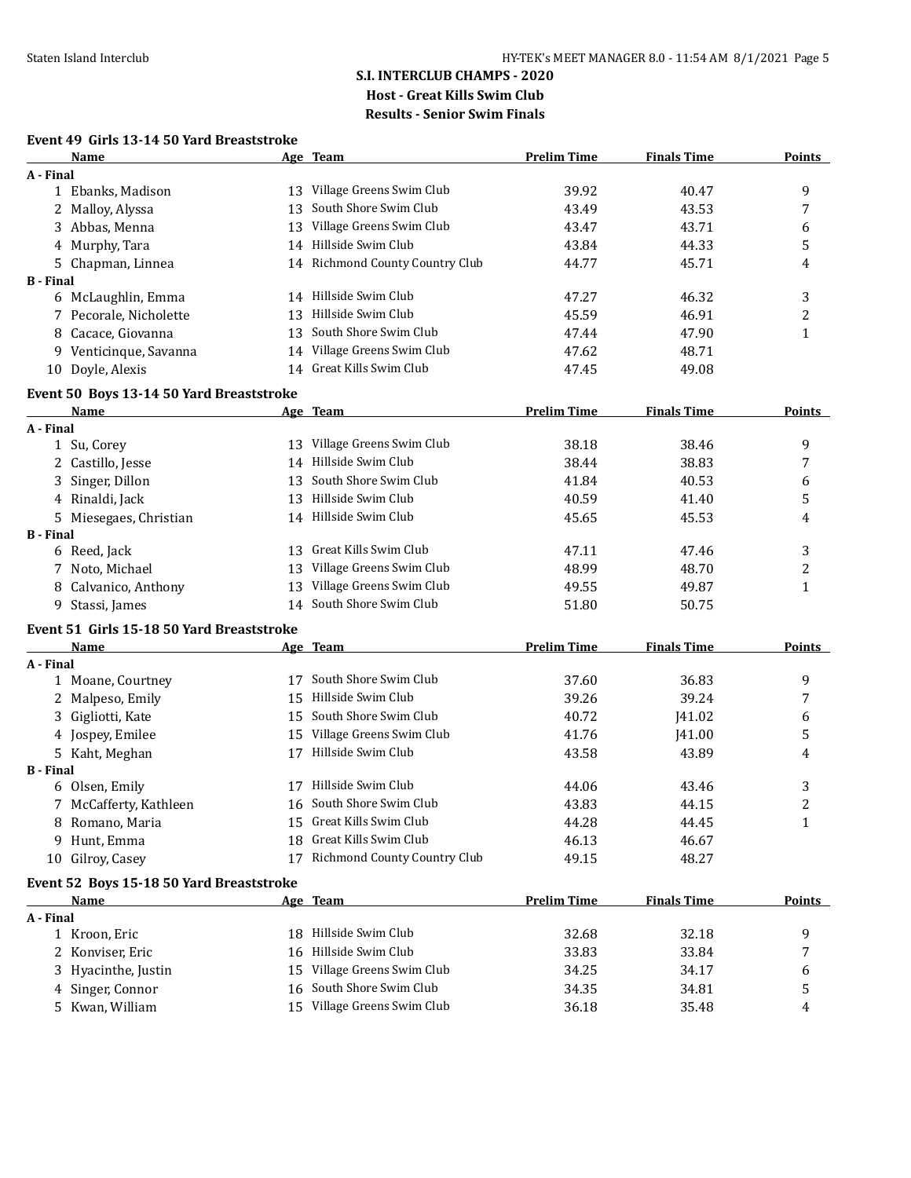## S.I. INTERCLUB CHAMPS - 2020

### Host - Great Kills Swim Club

### Results - Senior Swim Finals

#### Event 49 Girls 13-14 50 Yard Breaststroke

| | Name | Age | Team | Prelim Time | Finals Time | Points |
|---|---|---|---|---|---|---|
| **A - Final** | | | | | | |
| 1 | Ebanks, Madison | 13 | Village Greens Swim Club | 39.92 | 40.47 | 9 |
| 2 | Malloy, Alyssa | 13 | South Shore Swim Club | 43.49 | 43.53 | 7 |
| 3 | Abbas, Menna | 13 | Village Greens Swim Club | 43.47 | 43.71 | 6 |
| 4 | Murphy, Tara | 14 | Hillside Swim Club | 43.84 | 44.33 | 5 |
| 5 | Chapman, Linnea | 14 | Richmond County Country Club | 44.77 | 45.71 | 4 |
| **B - Final** | | | | | | |
| 6 | McLaughlin, Emma | 14 | Hillside Swim Club | 47.27 | 46.32 | 3 |
| 7 | Pecorale, Nicholette | 13 | Hillside Swim Club | 45.59 | 46.91 | 2 |
| 8 | Cacace, Giovanna | 13 | South Shore Swim Club | 47.44 | 47.90 | 1 |
| 9 | Venticinque, Savanna | 14 | Village Greens Swim Club | 47.62 | 48.71 | |
| 10 | Doyle, Alexis | 14 | Great Kills Swim Club | 47.45 | 49.08 | |

#### Event 50 Boys 13-14 50 Yard Breaststroke

| | Name | Age | Team | Prelim Time | Finals Time | Points |
|---|---|---|---|---|---|---|
| **A - Final** | | | | | | |
| 1 | Su, Corey | 13 | Village Greens Swim Club | 38.18 | 38.46 | 9 |
| 2 | Castillo, Jesse | 14 | Hillside Swim Club | 38.44 | 38.83 | 7 |
| 3 | Singer, Dillon | 13 | South Shore Swim Club | 41.84 | 40.53 | 6 |
| 4 | Rinaldi, Jack | 13 | Hillside Swim Club | 40.59 | 41.40 | 5 |
| 5 | Miesegaes, Christian | 14 | Hillside Swim Club | 45.65 | 45.53 | 4 |
| **B - Final** | | | | | | |
| 6 | Reed, Jack | 13 | Great Kills Swim Club | 47.11 | 47.46 | 3 |
| 7 | Noto, Michael | 13 | Village Greens Swim Club | 48.99 | 48.70 | 2 |
| 8 | Calvanico, Anthony | 13 | Village Greens Swim Club | 49.55 | 49.87 | 1 |
| 9 | Stassi, James | 14 | South Shore Swim Club | 51.80 | 50.75 | |

#### Event 51 Girls 15-18 50 Yard Breaststroke

| | Name | Age | Team | Prelim Time | Finals Time | Points |
|---|---|---|---|---|---|---|
| **A - Final** | | | | | | |
| 1 | Moane, Courtney | 17 | South Shore Swim Club | 37.60 | 36.83 | 9 |
| 2 | Malpeso, Emily | 15 | Hillside Swim Club | 39.26 | 39.24 | 7 |
| 3 | Gigliotti, Kate | 15 | South Shore Swim Club | 40.72 | J41.02 | 6 |
| 4 | Jospey, Emilee | 15 | Village Greens Swim Club | 41.76 | J41.00 | 5 |
| 5 | Kaht, Meghan | 17 | Hillside Swim Club | 43.58 | 43.89 | 4 |
| **B - Final** | | | | | | |
| 6 | Olsen, Emily | 17 | Hillside Swim Club | 44.06 | 43.46 | 3 |
| 7 | McCafferty, Kathleen | 16 | South Shore Swim Club | 43.83 | 44.15 | 2 |
| 8 | Romano, Maria | 15 | Great Kills Swim Club | 44.28 | 44.45 | 1 |
| 9 | Hunt, Emma | 18 | Great Kills Swim Club | 46.13 | 46.67 | |
| 10 | Gilroy, Casey | 17 | Richmond County Country Club | 49.15 | 48.27 | |

#### Event 52 Boys 15-18 50 Yard Breaststroke

| | Name | Age | Team | Prelim Time | Finals Time | Points |
|---|---|---|---|---|---|---|
| **A - Final** | | | | | | |
| 1 | Kroon, Eric | 18 | Hillside Swim Club | 32.68 | 32.18 | 9 |
| 2 | Konviser, Eric | 16 | Hillside Swim Club | 33.83 | 33.84 | 7 |
| 3 | Hyacinthe, Justin | 15 | Village Greens Swim Club | 34.25 | 34.17 | 6 |
| 4 | Singer, Connor | 16 | South Shore Swim Club | 34.35 | 34.81 | 5 |
| 5 | Kwan, William | 15 | Village Greens Swim Club | 36.18 | 35.48 | 4 |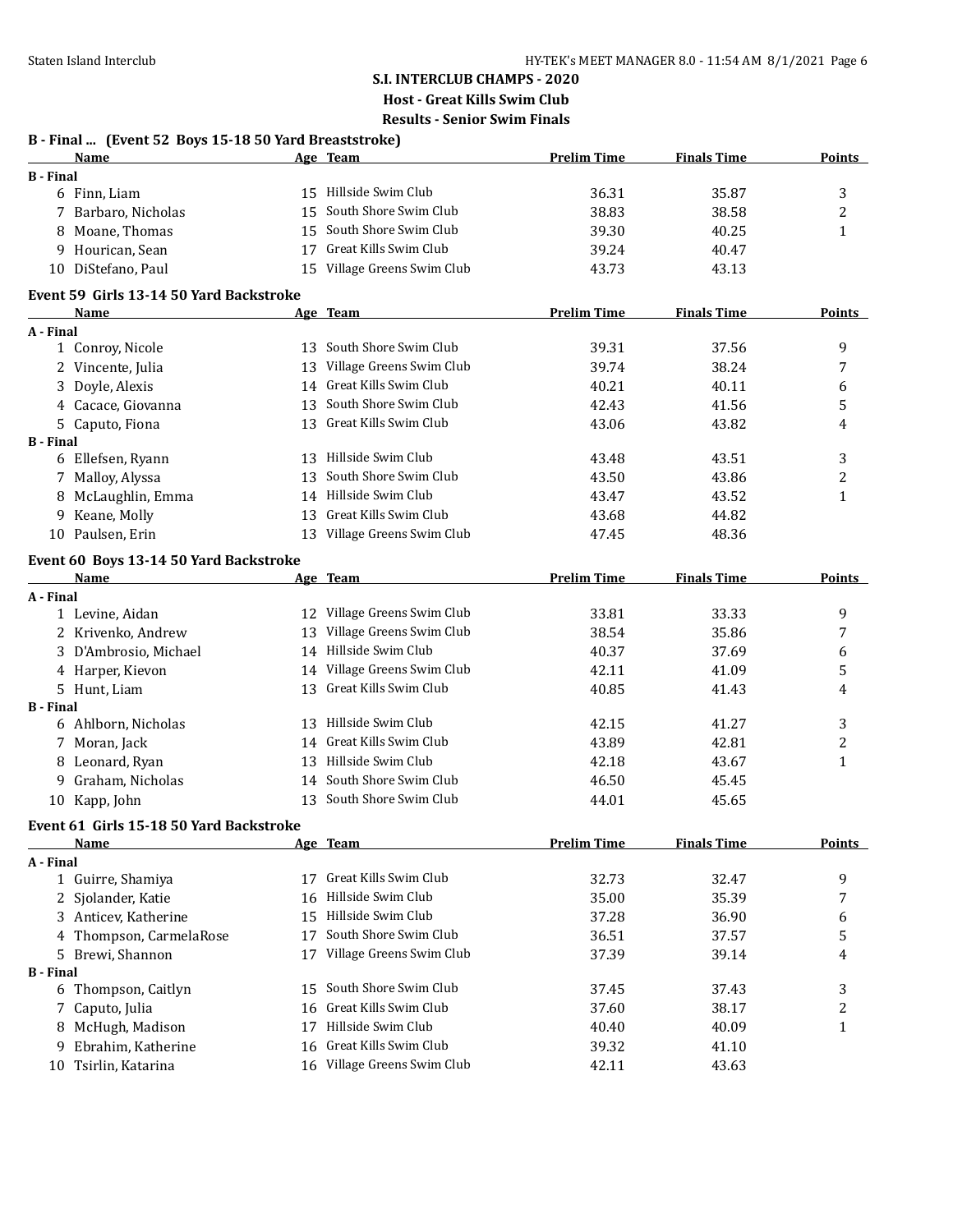## S.I. INTERCLUB CHAMPS - 2020

**Host - Great Kills Swim Club**

**Results - Senior Swim Finals**

### B - Final ... (Event 52 Boys 15-18 50 Yard Breaststroke)

| | Name | Age | Team | Prelim Time | Finals Time | Points |
|---|---|---|---|---|---|---|
| **B - Final** | | | | | | |
| 6 | Finn, Liam | 15 | Hillside Swim Club | 36.31 | 35.87 | 3 |
| 7 | Barbaro, Nicholas | 15 | South Shore Swim Club | 38.83 | 38.58 | 2 |
| 8 | Moane, Thomas | 15 | South Shore Swim Club | 39.30 | 40.25 | 1 |
| 9 | Hourican, Sean | 17 | Great Kills Swim Club | 39.24 | 40.47 | |
| 10 | DiStefano, Paul | 15 | Village Greens Swim Club | 43.73 | 43.13 | |

### Event 59 Girls 13-14 50 Yard Backstroke

| | Name | Age | Team | Prelim Time | Finals Time | Points |
|---|---|---|---|---|---|---|
| **A - Final** | | | | | | |
| 1 | Conroy, Nicole | 13 | South Shore Swim Club | 39.31 | 37.56 | 9 |
| 2 | Vincente, Julia | 13 | Village Greens Swim Club | 39.74 | 38.24 | 7 |
| 3 | Doyle, Alexis | 14 | Great Kills Swim Club | 40.21 | 40.11 | 6 |
| 4 | Cacace, Giovanna | 13 | South Shore Swim Club | 42.43 | 41.56 | 5 |
| 5 | Caputo, Fiona | 13 | Great Kills Swim Club | 43.06 | 43.82 | 4 |
| **B - Final** | | | | | | |
| 6 | Ellefsen, Ryann | 13 | Hillside Swim Club | 43.48 | 43.51 | 3 |
| 7 | Malloy, Alyssa | 13 | South Shore Swim Club | 43.50 | 43.86 | 2 |
| 8 | McLaughlin, Emma | 14 | Hillside Swim Club | 43.47 | 43.52 | 1 |
| 9 | Keane, Molly | 13 | Great Kills Swim Club | 43.68 | 44.82 | |
| 10 | Paulsen, Erin | 13 | Village Greens Swim Club | 47.45 | 48.36 | |

### Event 60 Boys 13-14 50 Yard Backstroke

| | Name | Age | Team | Prelim Time | Finals Time | Points |
|---|---|---|---|---|---|---|
| **A - Final** | | | | | | |
| 1 | Levine, Aidan | 12 | Village Greens Swim Club | 33.81 | 33.33 | 9 |
| 2 | Krivenko, Andrew | 13 | Village Greens Swim Club | 38.54 | 35.86 | 7 |
| 3 | D'Ambrosio, Michael | 14 | Hillside Swim Club | 40.37 | 37.69 | 6 |
| 4 | Harper, Kievon | 14 | Village Greens Swim Club | 42.11 | 41.09 | 5 |
| 5 | Hunt, Liam | 13 | Great Kills Swim Club | 40.85 | 41.43 | 4 |
| **B - Final** | | | | | | |
| 6 | Ahlborn, Nicholas | 13 | Hillside Swim Club | 42.15 | 41.27 | 3 |
| 7 | Moran, Jack | 14 | Great Kills Swim Club | 43.89 | 42.81 | 2 |
| 8 | Leonard, Ryan | 13 | Hillside Swim Club | 42.18 | 43.67 | 1 |
| 9 | Graham, Nicholas | 14 | South Shore Swim Club | 46.50 | 45.45 | |
| 10 | Kapp, John | 13 | South Shore Swim Club | 44.01 | 45.65 | |

### Event 61 Girls 15-18 50 Yard Backstroke

| | Name | Age | Team | Prelim Time | Finals Time | Points |
|---|---|---|---|---|---|---|
| **A - Final** | | | | | | |
| 1 | Guirre, Shamiya | 17 | Great Kills Swim Club | 32.73 | 32.47 | 9 |
| 2 | Sjolander, Katie | 16 | Hillside Swim Club | 35.00 | 35.39 | 7 |
| 3 | Anticev, Katherine | 15 | Hillside Swim Club | 37.28 | 36.90 | 6 |
| 4 | Thompson, CarmelaRose | 17 | South Shore Swim Club | 36.51 | 37.57 | 5 |
| 5 | Brewi, Shannon | 17 | Village Greens Swim Club | 37.39 | 39.14 | 4 |
| **B - Final** | | | | | | |
| 6 | Thompson, Caitlyn | 15 | South Shore Swim Club | 37.45 | 37.43 | 3 |
| 7 | Caputo, Julia | 16 | Great Kills Swim Club | 37.60 | 38.17 | 2 |
| 8 | McHugh, Madison | 17 | Hillside Swim Club | 40.40 | 40.09 | 1 |
| 9 | Ebrahim, Katherine | 16 | Great Kills Swim Club | 39.32 | 41.10 | |
| 10 | Tsirlin, Katarina | 16 | Village Greens Swim Club | 42.11 | 43.63 | |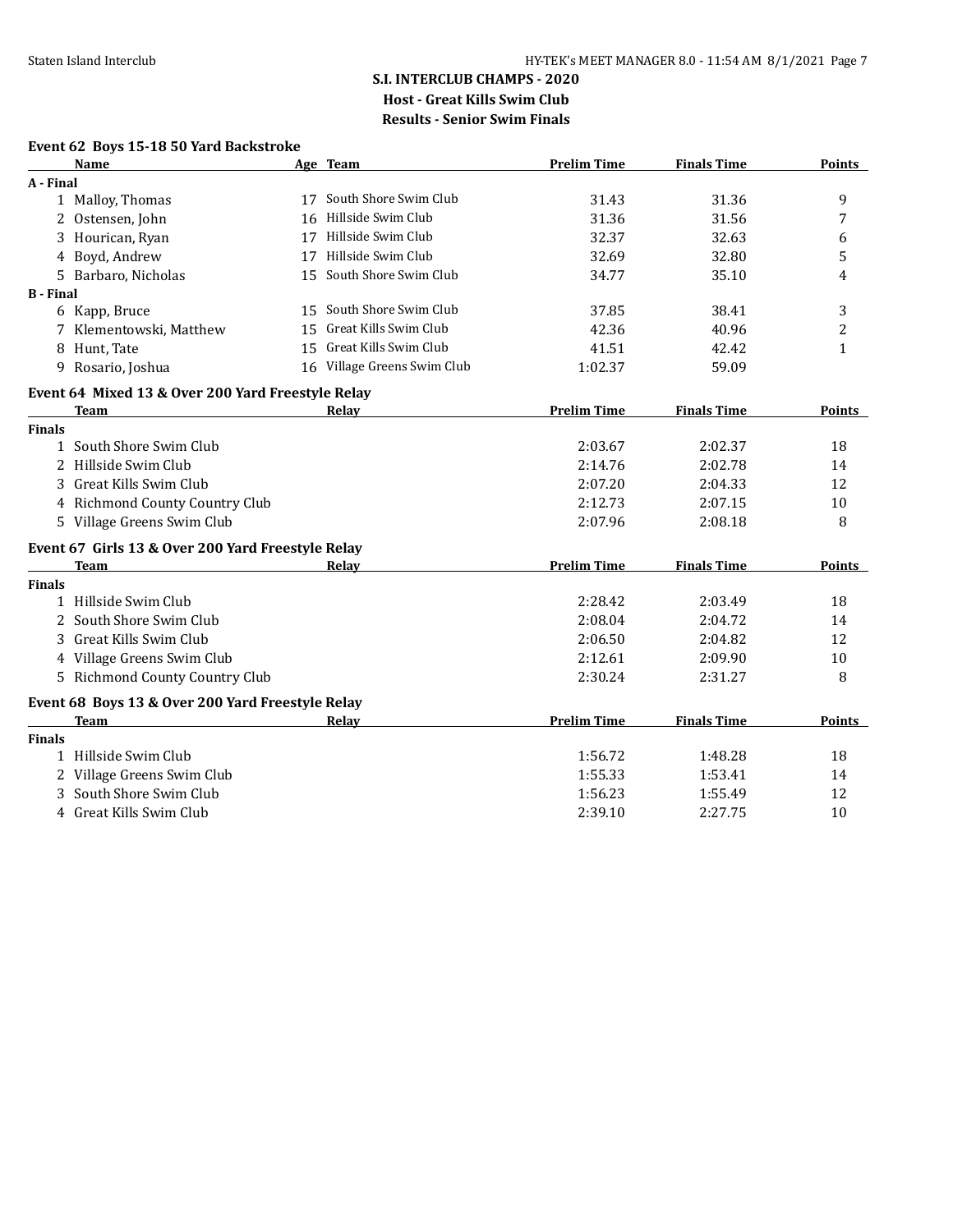## S.I. INTERCLUB CHAMPS - 2020

**Host - Great Kills Swim Club**

**Results - Senior Swim Finals**

### Event 62 Boys 15-18 50 Yard Backstroke

| | Name | Age | Team | Prelim Time | Finals Time | Points |
|---|---|---|---|---|---|---|
| **A - Final** | | | | | | |
| 1 | Malloy, Thomas | 17 | South Shore Swim Club | 31.43 | 31.36 | 9 |
| 2 | Ostensen, John | 16 | Hillside Swim Club | 31.36 | 31.56 | 7 |
| 3 | Hourican, Ryan | 17 | Hillside Swim Club | 32.37 | 32.63 | 6 |
| 4 | Boyd, Andrew | 17 | Hillside Swim Club | 32.69 | 32.80 | 5 |
| 5 | Barbaro, Nicholas | 15 | South Shore Swim Club | 34.77 | 35.10 | 4 |
| **B - Final** | | | | | | |
| 6 | Kapp, Bruce | 15 | South Shore Swim Club | 37.85 | 38.41 | 3 |
| 7 | Klementowski, Matthew | 15 | Great Kills Swim Club | 42.36 | 40.96 | 2 |
| 8 | Hunt, Tate | 15 | Great Kills Swim Club | 41.51 | 42.42 | 1 |
| 9 | Rosario, Joshua | 16 | Village Greens Swim Club | 1:02.37 | 59.09 | |

### Event 64 Mixed 13 & Over 200 Yard Freestyle Relay

| | Team | Relay | Prelim Time | Finals Time | Points |
|---|---|---|---|---|---|
| **Finals** | | | | | |
| 1 | South Shore Swim Club | | 2:03.67 | 2:02.37 | 18 |
| 2 | Hillside Swim Club | | 2:14.76 | 2:02.78 | 14 |
| 3 | Great Kills Swim Club | | 2:07.20 | 2:04.33 | 12 |
| 4 | Richmond County Country Club | | 2:12.73 | 2:07.15 | 10 |
| 5 | Village Greens Swim Club | | 2:07.96 | 2:08.18 | 8 |

### Event 67 Girls 13 & Over 200 Yard Freestyle Relay

| | Team | Relay | Prelim Time | Finals Time | Points |
|---|---|---|---|---|---|
| **Finals** | | | | | |
| 1 | Hillside Swim Club | | 2:28.42 | 2:03.49 | 18 |
| 2 | South Shore Swim Club | | 2:08.04 | 2:04.72 | 14 |
| 3 | Great Kills Swim Club | | 2:06.50 | 2:04.82 | 12 |
| 4 | Village Greens Swim Club | | 2:12.61 | 2:09.90 | 10 |
| 5 | Richmond County Country Club | | 2:30.24 | 2:31.27 | 8 |

### Event 68 Boys 13 & Over 200 Yard Freestyle Relay

| | Team | Relay | Prelim Time | Finals Time | Points |
|---|---|---|---|---|---|
| **Finals** | | | | | |
| 1 | Hillside Swim Club | | 1:56.72 | 1:48.28 | 18 |
| 2 | Village Greens Swim Club | | 1:55.33 | 1:53.41 | 14 |
| 3 | South Shore Swim Club | | 1:56.23 | 1:55.49 | 12 |
| 4 | Great Kills Swim Club | | 2:39.10 | 2:27.75 | 10 |